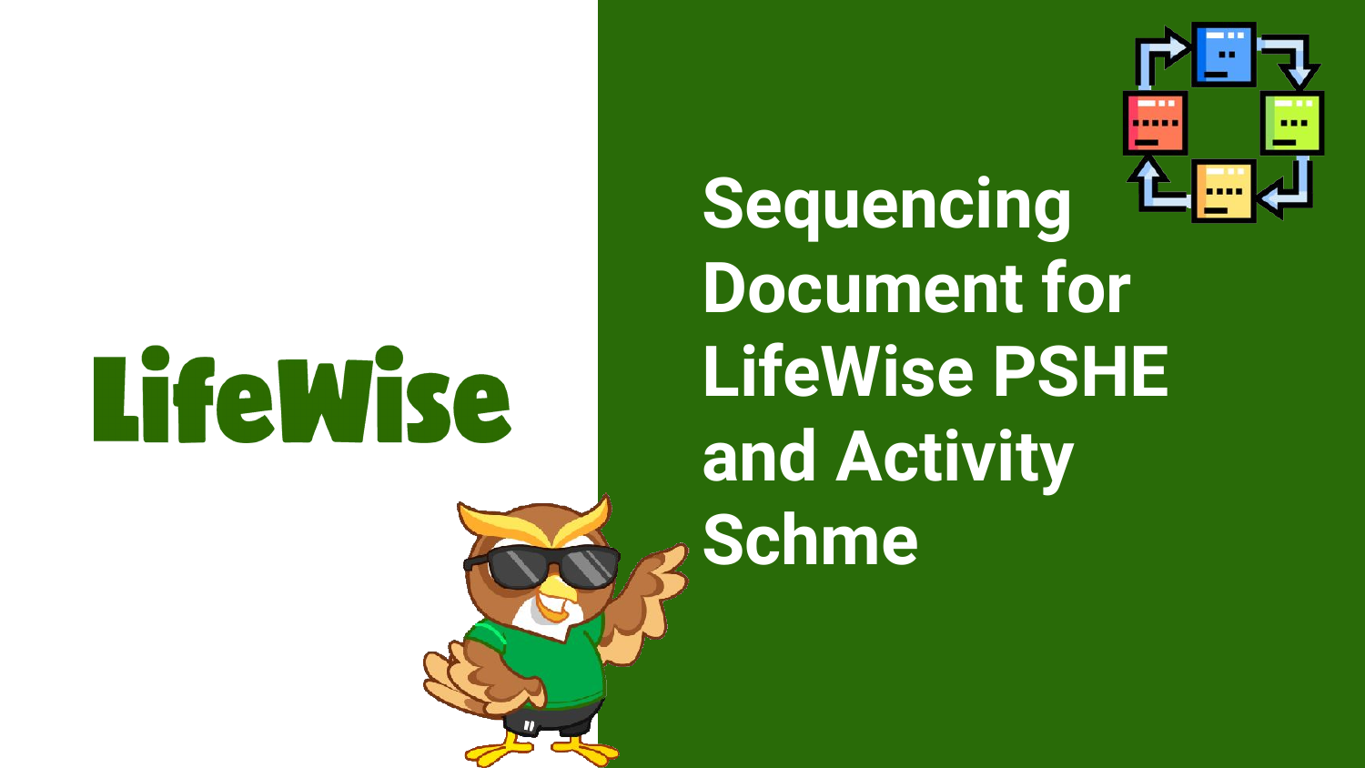LifeWise

# Sequencing Document for LifeWise PSHE and Activity Schme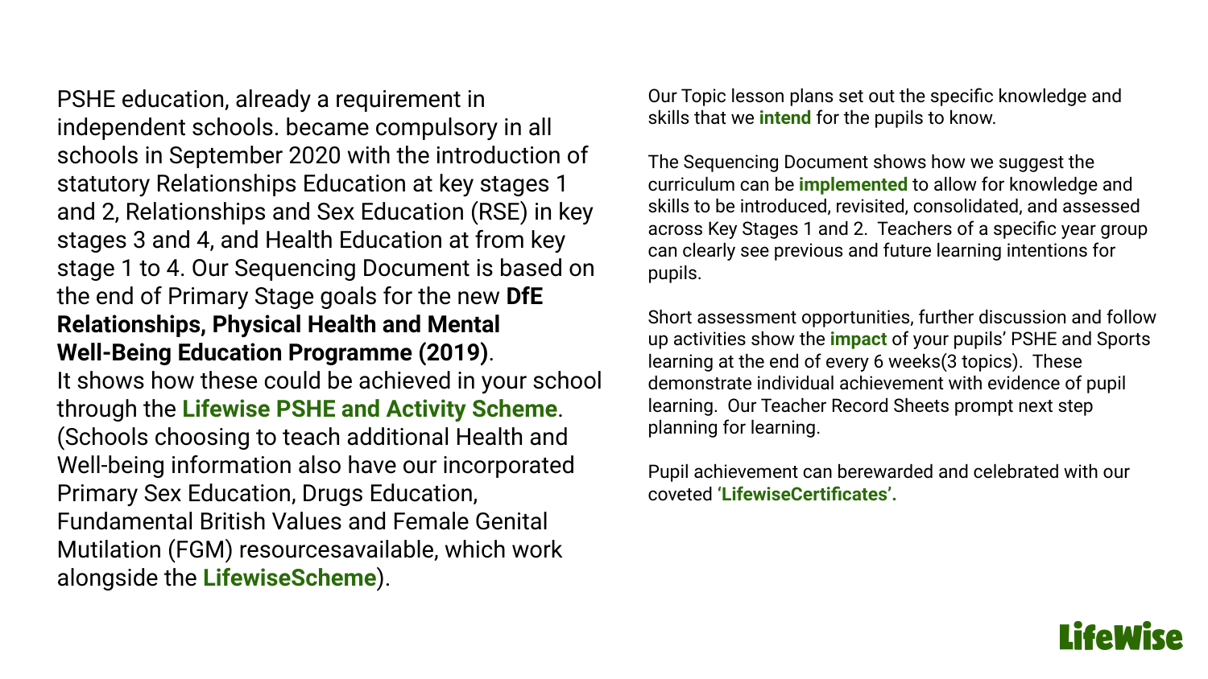PSHE education, already a requirement in independent schools. became compulsory in all schools in September 2020 with the introduction of statutory Relationships Education at key stages 1 and 2, Relationships and Sex Education (RSE) in key stages 3 and 4, and Health Education at from key stage 1 to 4. Our Sequencing Document is based on the end of Primary Stage goals for the new **DfE Relationships, Physical Health and Mental Well-Being Education Programme (2019)**.
It shows how these could be achieved in your school through the **Lifewise PSHE and Activity Scheme**.
(Schools choosing to teach additional Health and Well-being information also have our incorporated Primary Sex Education, Drugs Education, Fundamental British Values and Female Genital Mutilation (FGM) resourcesavailable, which work alongside the **LifewiseScheme**).

Our Topic lesson plans set out the specific knowledge and skills that we **intend** for the pupils to know.

The Sequencing Document shows how we suggest the curriculum can be **implemented** to allow for knowledge and skills to be introduced, revisited, consolidated, and assessed across Key Stages 1 and 2. Teachers of a specific year group can clearly see previous and future learning intentions for pupils.

Short assessment opportunities, further discussion and follow up activities show the **impact** of your pupils' PSHE and Sports learning at the end of every 6 weeks(3 topics). These demonstrate individual achievement with evidence of pupil learning. Our Teacher Record Sheets prompt next step planning for learning.

Pupil achievement can berewarded and celebrated with our coveted **'LifewiseCertificates'.**

LifeWise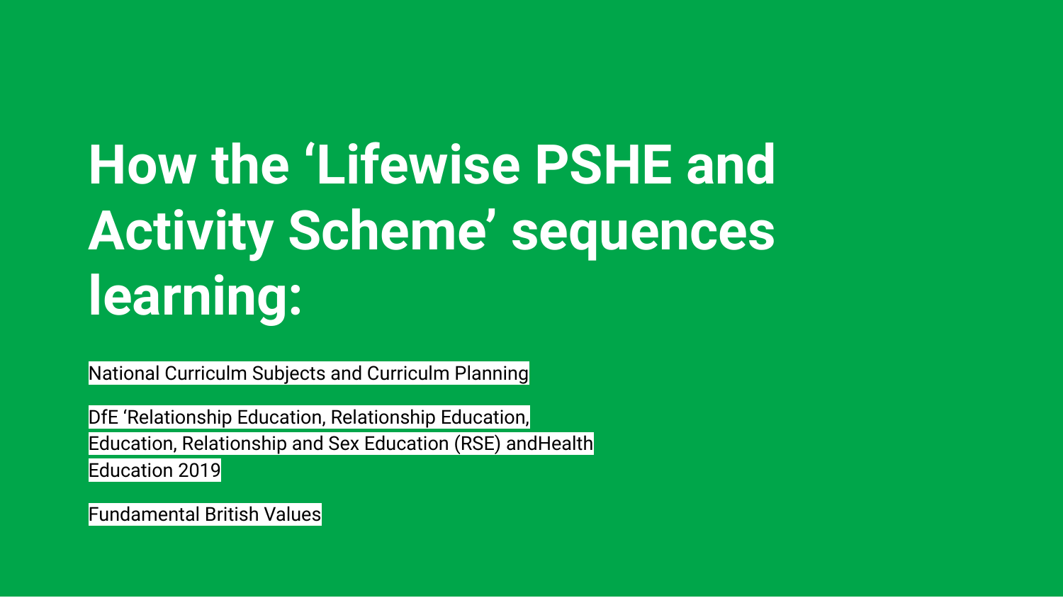# How the ‘Lifewise PSHE and Activity Scheme’ sequences learning:

National Curriculm Subjects and Curriculm Planning

DfE ‘Relationship Education, Relationship Education, Education, Relationship and Sex Education (RSE) andHealth Education 2019

Fundamental British Values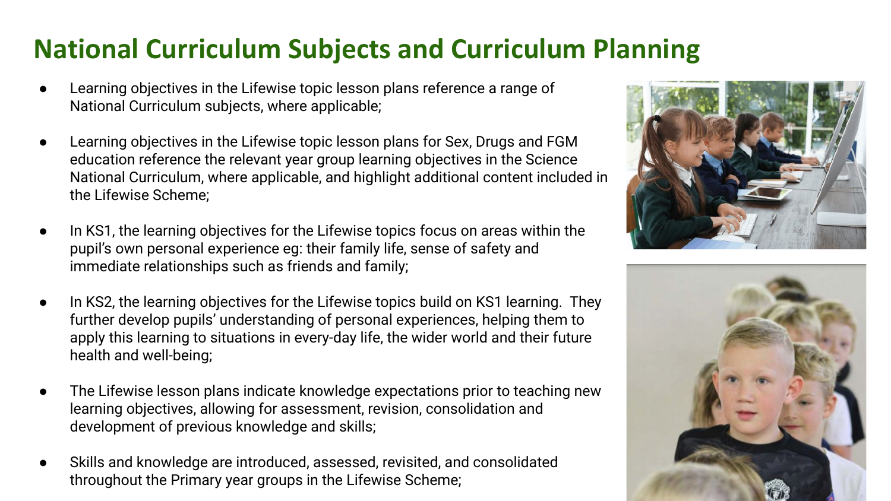# National Curriculum Subjects and Curriculum Planning

- Learning objectives in the Lifewise topic lesson plans reference a range of National Curriculum subjects, where applicable;
- Learning objectives in the Lifewise topic lesson plans for Sex, Drugs and FGM education reference the relevant year group learning objectives in the Science National Curriculum, where applicable, and highlight additional content included in the Lifewise Scheme;
- In KS1, the learning objectives for the Lifewise topics focus on areas within the pupil's own personal experience eg: their family life, sense of safety and immediate relationships such as friends and family;
- In KS2, the learning objectives for the Lifewise topics build on KS1 learning. They further develop pupils' understanding of personal experiences, helping them to apply this learning to situations in every-day life, the wider world and their future health and well-being;
- The Lifewise lesson plans indicate knowledge expectations prior to teaching new learning objectives, allowing for assessment, revision, consolidation and development of previous knowledge and skills;
- Skills and knowledge are introduced, assessed, revisited, and consolidated throughout the Primary year groups in the Lifewise Scheme;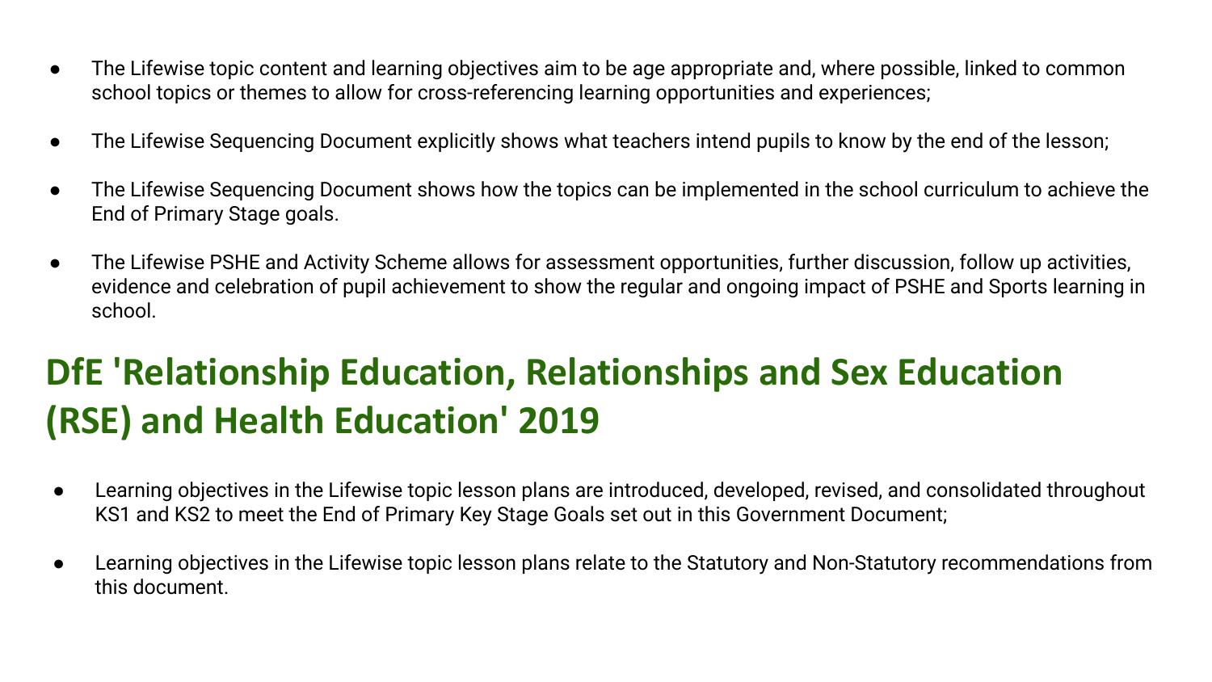- The Lifewise topic content and learning objectives aim to be age appropriate and, where possible, linked to common school topics or themes to allow for cross-referencing learning opportunities and experiences;
- The Lifewise Sequencing Document explicitly shows what teachers intend pupils to know by the end of the lesson;
- The Lifewise Sequencing Document shows how the topics can be implemented in the school curriculum to achieve the End of Primary Stage goals.
- The Lifewise PSHE and Activity Scheme allows for assessment opportunities, further discussion, follow up activities, evidence and celebration of pupil achievement to show the regular and ongoing impact of PSHE and Sports learning in school.

## DfE 'Relationship Education, Relationships and Sex Education (RSE) and Health Education' 2019

- Learning objectives in the Lifewise topic lesson plans are introduced, developed, revised, and consolidated throughout KS1 and KS2 to meet the End of Primary Key Stage Goals set out in this Government Document;
- Learning objectives in the Lifewise topic lesson plans relate to the Statutory and Non-Statutory recommendations from this document.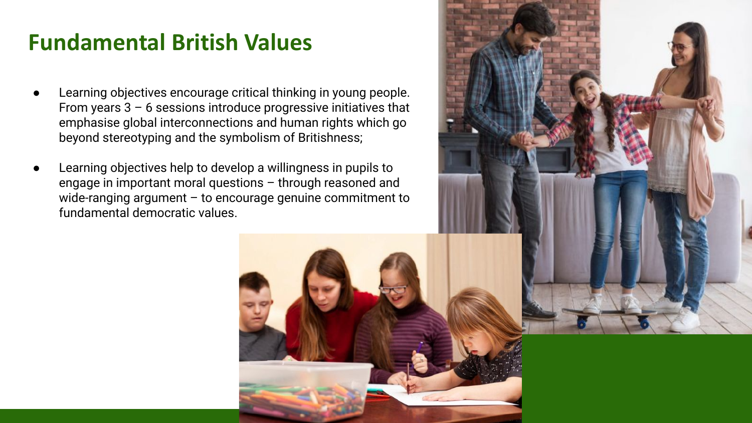# Fundamental British Values

- Learning objectives encourage critical thinking in young people. From years 3 – 6 sessions introduce progressive initiatives that emphasise global interconnections and human rights which go beyond stereotyping and the symbolism of Britishness;
- Learning objectives help to develop a willingness in pupils to engage in important moral questions – through reasoned and wide-ranging argument – to encourage genuine commitment to fundamental democratic values.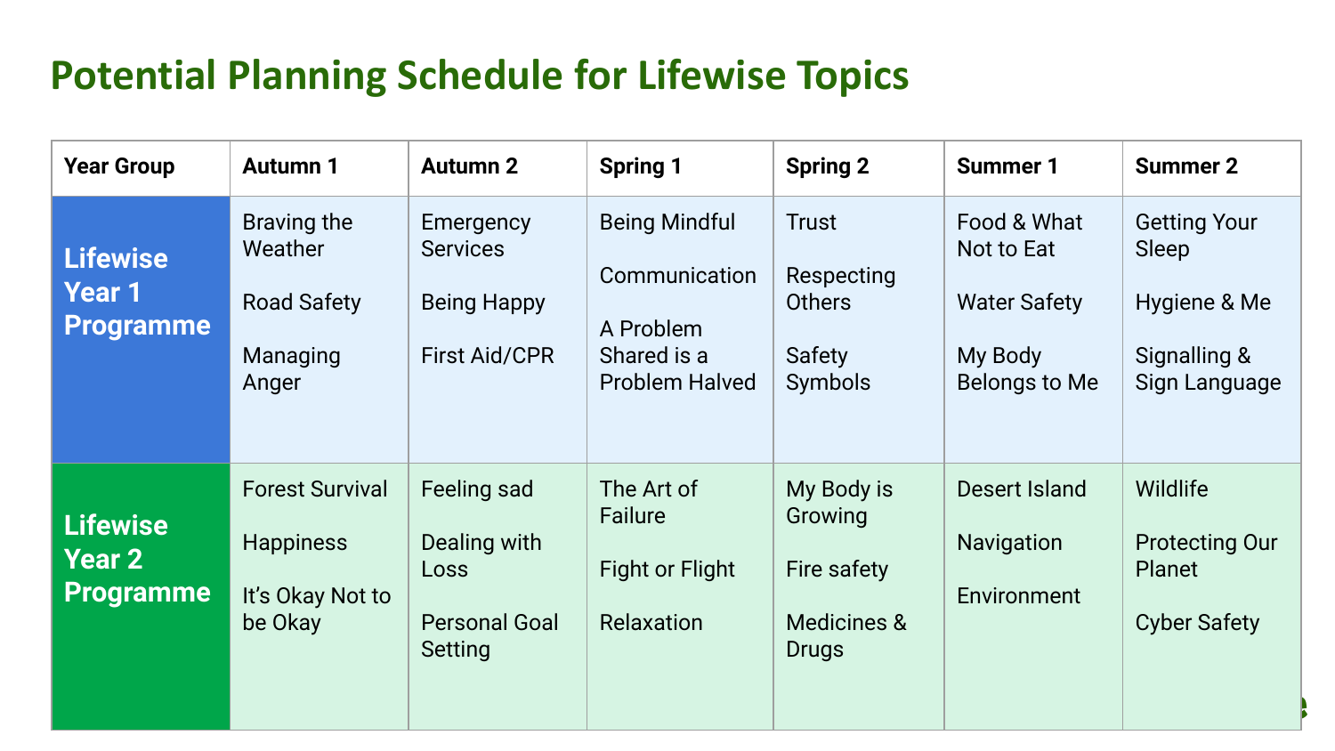# Potential Planning Schedule for Lifewise Topics

| Year Group | Autumn 1 | Autumn 2 | Spring 1 | Spring 2 | Summer 1 | Summer 2 |
|---|---|---|---|---|---|---|
| **Lifewise Year 1 Programme** | Braving the Weather<br><br>Road Safety<br><br>Managing Anger | Emergency Services<br><br>Being Happy<br><br>First Aid/CPR | Being Mindful<br><br>Communication<br><br>A Problem Shared is a Problem Halved | Trust<br><br>Respecting Others<br><br>Safety Symbols | Food & What Not to Eat<br><br>Water Safety<br><br>My Body Belongs to Me | Getting Your Sleep<br><br>Hygiene & Me<br><br>Signalling & Sign Language |
| **Lifewise Year 2 Programme** | Forest Survival<br><br>Happiness<br><br>It's Okay Not to be Okay | Feeling sad<br><br>Dealing with Loss<br><br>Personal Goal Setting | The Art of Failure<br><br>Fight or Flight<br><br>Relaxation | My Body is Growing<br><br>Fire safety<br><br>Medicines & Drugs | Desert Island<br><br>Navigation<br><br>Environment | Wildlife<br><br>Protecting Our Planet<br><br>Cyber Safety |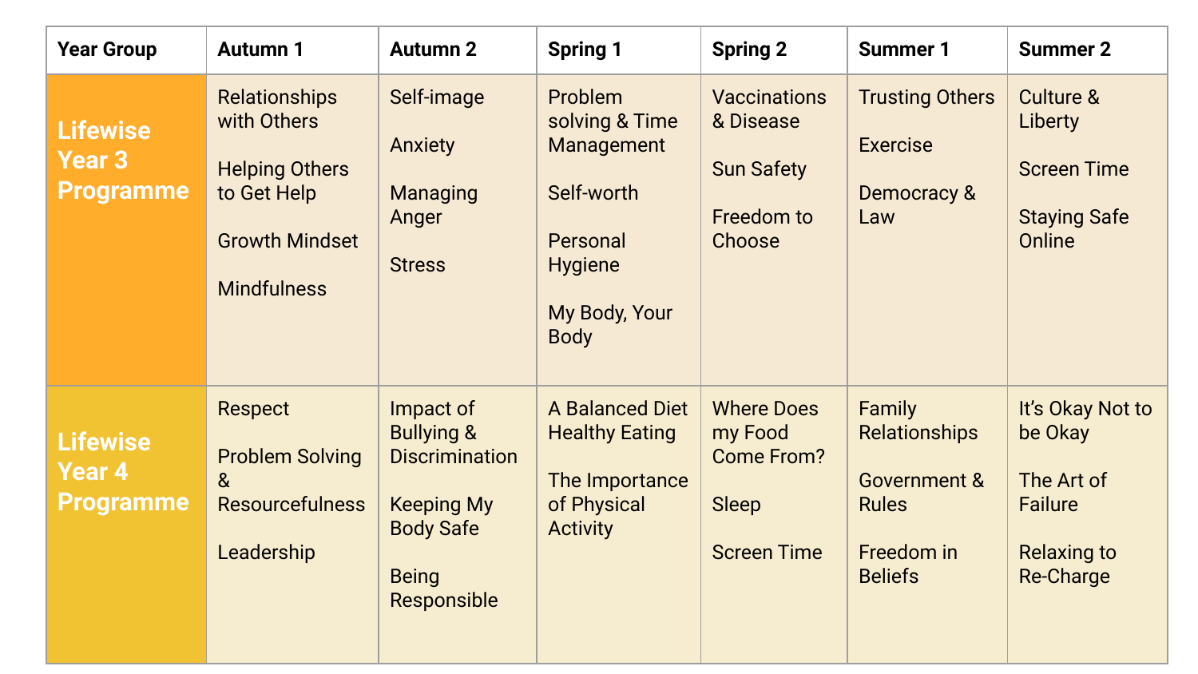| Year Group | Autumn 1 | Autumn 2 | Spring 1 | Spring 2 | Summer 1 | Summer 2 |
|---|---|---|---|---|---|---|
| **Lifewise Year 3 Programme** | Relationships with Others<br><br>Helping Others to Get Help<br><br>Growth Mindset<br><br>Mindfulness | Self-image<br><br>Anxiety<br><br>Managing Anger<br><br>Stress | Problem solving & Time Management<br><br>Self-worth<br><br>Personal Hygiene<br><br>My Body, Your Body | Vaccinations & Disease<br><br>Sun Safety<br><br>Freedom to Choose | Trusting Others<br><br>Exercise<br><br>Democracy & Law | Culture & Liberty<br><br>Screen Time<br><br>Staying Safe Online |
| **Lifewise Year 4 Programme** | Respect<br><br>Problem Solving & Resourcefulness<br><br>Leadership | Impact of Bullying & Discrimination<br><br>Keeping My Body Safe<br><br>Being Responsible | A Balanced Diet Healthy Eating<br><br>The Importance of Physical Activity | Where Does my Food Come From?<br><br>Sleep<br><br>Screen Time | Family Relationships<br><br>Government & Rules<br><br>Freedom in Beliefs | It's Okay Not to be Okay<br><br>The Art of Failure<br><br>Relaxing to Re-Charge |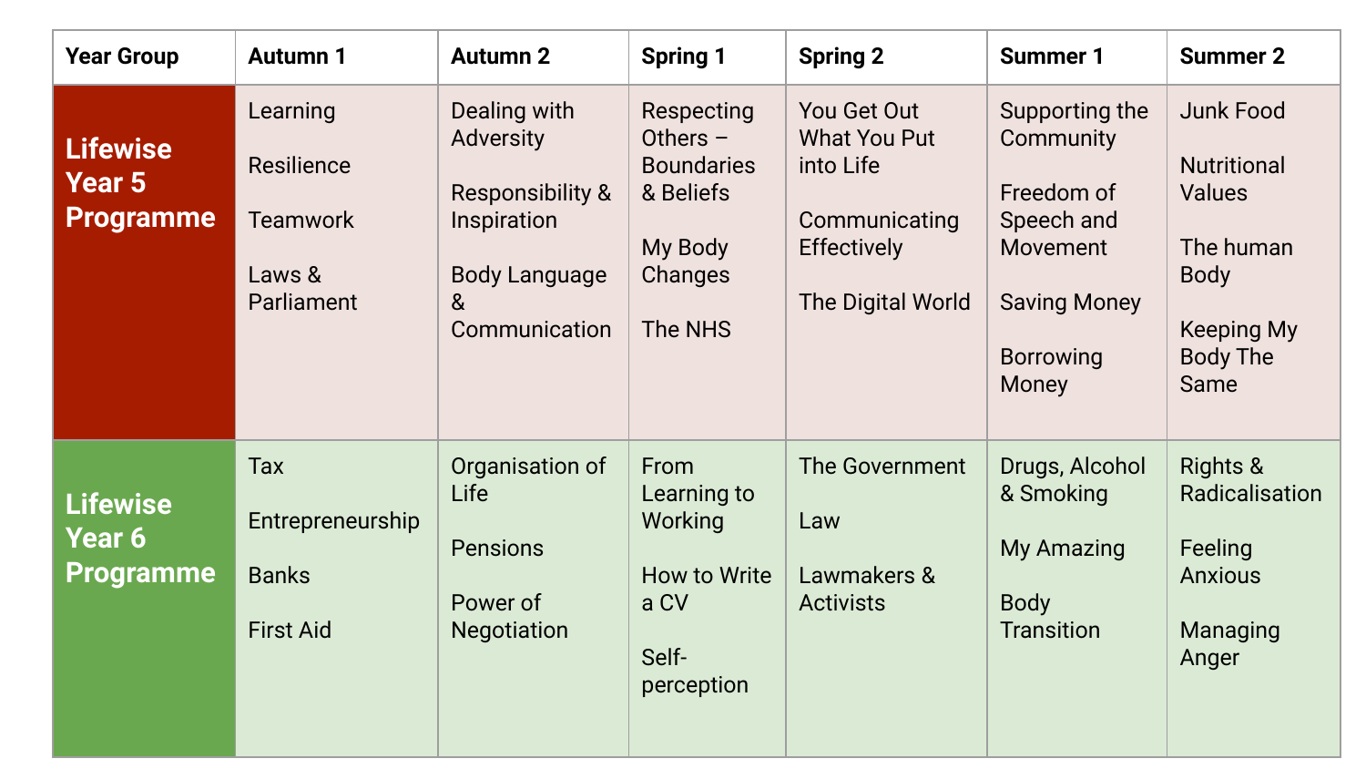| Year Group | Autumn 1 | Autumn 2 | Spring 1 | Spring 2 | Summer 1 | Summer 2 |
|---|---|---|---|---|---|---|
| **Lifewise Year 5 Programme** | Learning<br><br>Resilience<br><br>Teamwork<br><br>Laws & Parliament | Dealing with Adversity<br><br>Responsibility & Inspiration<br><br>Body Language & Communication | Respecting Others – Boundaries & Beliefs<br><br>My Body Changes<br><br>The NHS | You Get Out What You Put into Life<br><br>Communicating Effectively<br><br>The Digital World | Supporting the Community<br><br>Freedom of Speech and Movement<br><br>Saving Money<br><br>Borrowing Money | Junk Food<br><br>Nutritional Values<br><br>The human Body<br><br>Keeping My Body The Same |
| **Lifewise Year 6 Programme** | Tax<br><br>Entrepreneurship<br><br>Banks<br><br>First Aid | Organisation of Life<br><br>Pensions<br><br>Power of Negotiation | From Learning to Working<br><br>How to Write a CV<br><br>Self-perception | The Government<br><br>Law<br><br>Lawmakers & Activists | Drugs, Alcohol & Smoking<br><br>My Amazing<br><br>Body Transition | Rights & Radicalisation<br><br>Feeling Anxious<br><br>Managing Anger |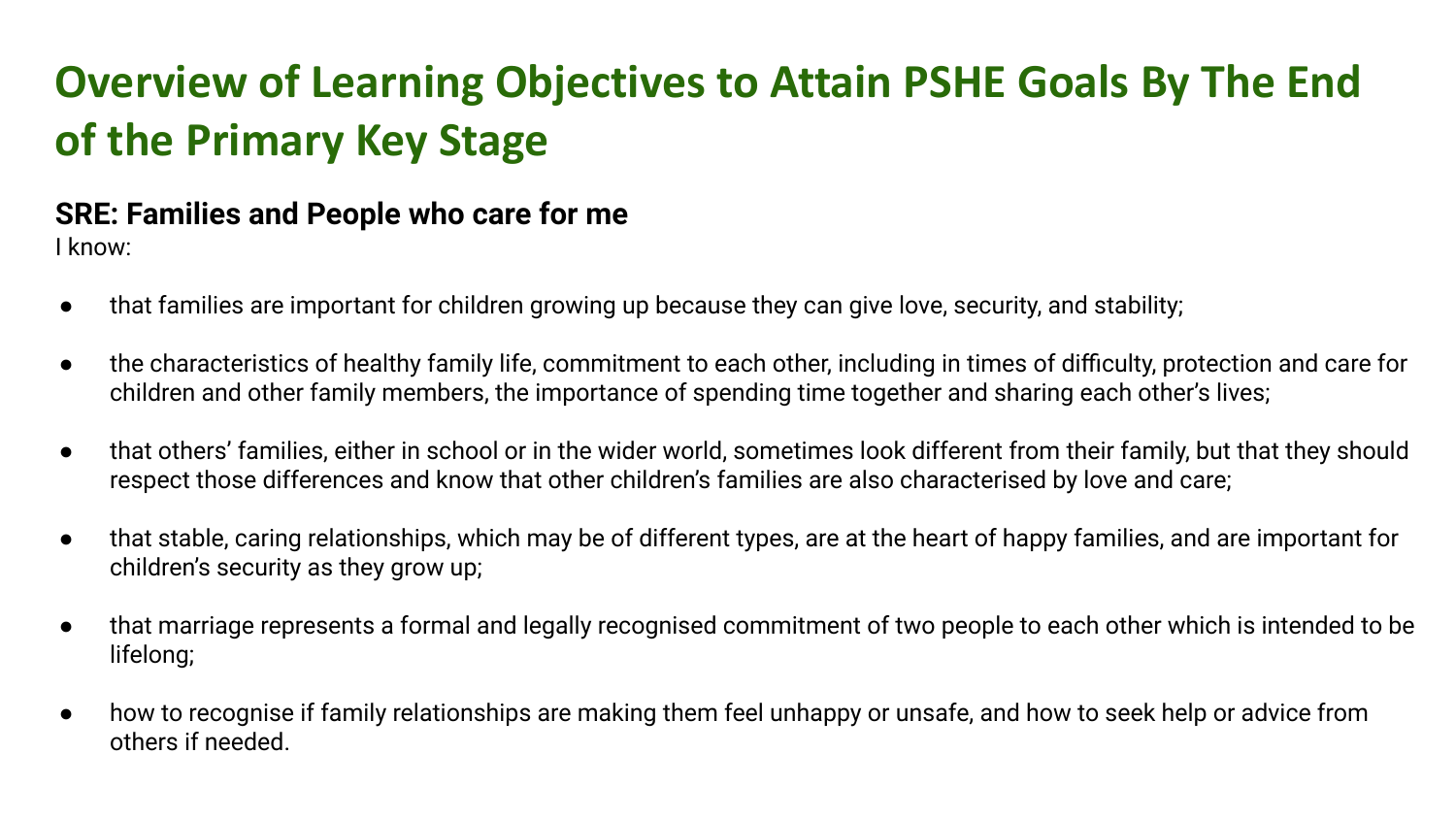# Overview of Learning Objectives to Attain PSHE Goals By The End of the Primary Key Stage

## SRE: Families and People who care for me

I know:

- that families are important for children growing up because they can give love, security, and stability;
- the characteristics of healthy family life, commitment to each other, including in times of difficulty, protection and care for children and other family members, the importance of spending time together and sharing each other's lives;
- that others' families, either in school or in the wider world, sometimes look different from their family, but that they should respect those differences and know that other children's families are also characterised by love and care;
- that stable, caring relationships, which may be of different types, are at the heart of happy families, and are important for children's security as they grow up;
- that marriage represents a formal and legally recognised commitment of two people to each other which is intended to be lifelong;
- how to recognise if family relationships are making them feel unhappy or unsafe, and how to seek help or advice from others if needed.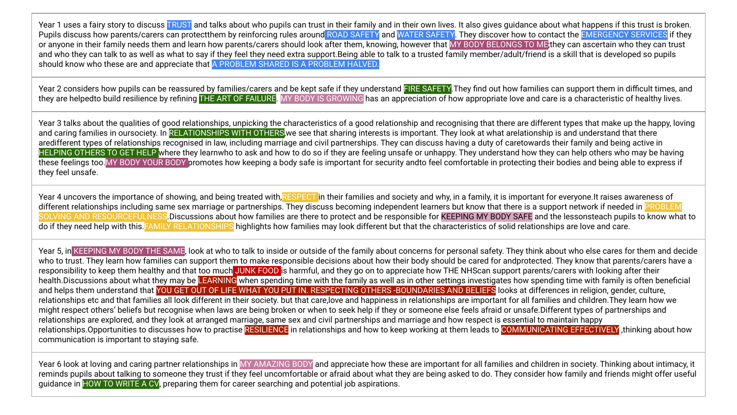| Year 1 uses a fairy story to discuss TRUST and talks about who pupils can trust in their family and in their own lives. It also gives guidance about what happens if this trust is broken. Pupils discuss how parents/carers can protectthem by reinforcing rules around ROAD SAFETY and WATER SAFETY. They discover how to contact the EMERGENCY SERVICES if they or anyone in their family needs them and learn how parents/carers should look after them, knowing, however that MY BODY BELONGS TO ME;they can ascertain who they can trust and who they can talk to as well as what to say if they feel they need extra support.Being able to talk to a trusted family member/adult/friend is a skill that is developed so pupils should know who these are and appreciate that A PROBLEM SHARED IS A PROBLEM HALVED. |
|---|
| Year 2 considers how pupils can be reassured by families/carers and be kept safe if they understand FIRE SAFETY.They find out how families can support them in difficult times, and they are helpedto build resilience by refining THE ART OF FAILURE. MY BODY IS GROWING has an appreciation of how appropriate love and care is a characteristic of healthy lives. |
| Year 3 talks about the qualities of good relationships, unpicking the characteristics of a good relationship and recognising that there are different types that make up the happy, loving and caring families in oursociety. In RELATIONSHIPS WITH OTHERS,we see that sharing interests is important. They look at what arelationship is and understand that there aredifferent types of relationships recognised in law, including marriage and civil partnerships. They can discuss having a duty of caretowards their family and being active in HELPING OTHERS TO GET HELP where they learnwho to ask and how to do so if they are feeling unsafe or unhappy. They understand how they can help others who may be having these feelings too.MY BODY YOUR BODY promotes how keeping a body safe is important for security andto feel comfortable in protecting their bodies and being able to express if they feel unsafe. |
| Year 4 uncovers the importance of showing, and being treated with,RESPECT in their families and society and why, in a family, it is important for everyone.It raises awareness of different relationships including same sex marriage or partnerships. They discuss becoming independent learners but know that there is a support network if needed in PROBLEM SOLVING AND RESOURCEFULNESS.Discussions about how families are there to protect and be responsible for KEEPING MY BODY SAFE and the lessonsteach pupils to know what to do if they need help with this.FAMILY RELATIONSHIPS highlights how families may look different but that the characteristics of solid relationships are love and care. |
| Year 5, in KEEPING MY BODY THE SAME, look at who to talk to inside or outside of the family about concerns for personal safety. They think about who else cares for them and decide who to trust. They learn how families can support them to make responsible decisions about how their body should be cared for andprotected. They know that parents/carers have a responsibility to keep them healthy and that too much JUNK FOOD is harmful, and they go on to appreciate how THE NHScan support parents/carers with looking after their health.Discussions about what they may be LEARNING when spending time with the family as well as in other settings investigates how spending time with family is often beneficial and helps them understand that YOU GET OUT OF LIFE WHAT YOU PUT IN. RESPECTING OTHERS -BOUNDARIES AND BELIEFS looks at differences in religion, gender, culture, relationships etc and that families all look different in their society. but that care,love and happiness in relationships are important for all families and children.They learn how we might respect others' beliefs but recognise when laws are being broken or when to seek help if they or someone else feels afraid or unsafe.Different types of partnerships and relationships are explored, and they look at arranged marriage, same sex and civil partnerships and marriage and how respect is essential to maintain happy relationships.Opportunities to discusses how to practise RESILIENCE in relationships and how to keep working at them leads to COMMUNICATING EFFECTIVELY ,thinking about how communication is important to staying safe. |
| Year 6 look at loving and caring partner relationships in MY AMAZING BODY and appreciate how these are important for all families and children in society. Thinking about intimacy, it reminds pupils about talking to someone they trust if they feel uncomfortable or afraid about what they are being asked to do. They consider how family and friends might offer useful guidance in HOW TO WRITE A CV, preparing them for career searching and potential job aspirations. |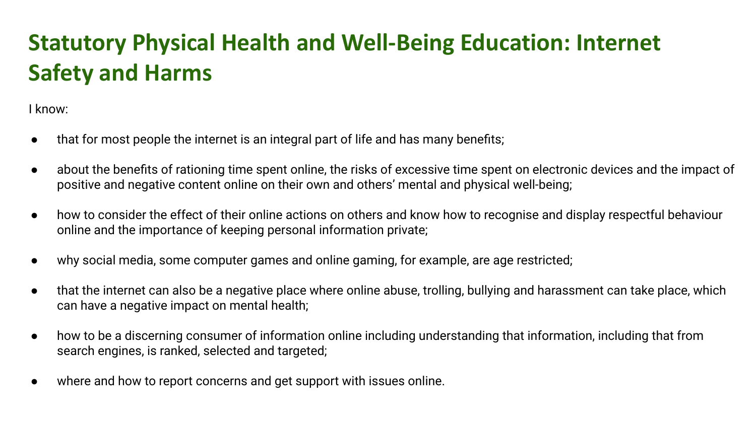# Statutory Physical Health and Well-Being Education: Internet Safety and Harms

I know:

- that for most people the internet is an integral part of life and has many benefits;
- about the benefits of rationing time spent online, the risks of excessive time spent on electronic devices and the impact of positive and negative content online on their own and others' mental and physical well-being;
- how to consider the effect of their online actions on others and know how to recognise and display respectful behaviour online and the importance of keeping personal information private;
- why social media, some computer games and online gaming, for example, are age restricted;
- that the internet can also be a negative place where online abuse, trolling, bullying and harassment can take place, which can have a negative impact on mental health;
- how to be a discerning consumer of information online including understanding that information, including that from search engines, is ranked, selected and targeted;
- where and how to report concerns and get support with issues online.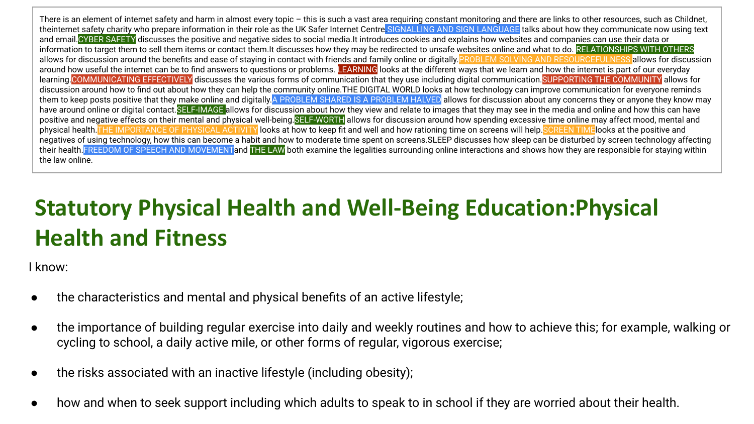There is an element of internet safety and harm in almost every topic – this is such a vast area requiring constant monitoring and there are links to other resources, such as Childnet, theinternet safety charity who prepare information in their role as the UK Safer Internet Centre.SIGNALLING AND SIGN LANGUAGE talks about how they communicate now using text and email.CYBER SAFETY discusses the positive and negative sides to social media.It introduces cookies and explains how websites and companies can use their data or information to target them to sell them items or contact them.It discusses how they may be redirected to unsafe websites online and what to do. RELATIONSHIPS WITH OTHERS allows for discussion around the benefits and ease of staying in contact with friends and family online or digitally.PROBLEM SOLVING AND RESOURCEFULNESS allows for discussion around how useful the internet can be to find answers to questions or problems. LEARNING looks at the different ways that we learn and how the internet is part of our everyday learning.COMMUNICATING EFFECTIVELY discusses the various forms of communication that they use including digital communication.SUPPORTING THE COMMUNITY allows for discussion around how to find out about how they can help the community online.THE DIGITAL WORLD looks at how technology can improve communication for everyone reminds them to keep posts positive that they make online and digitally.A PROBLEM SHARED IS A PROBLEM HALVED allows for discussion about any concerns they or anyone they know may have around online or digital contact.SELF-IMAGE allows for discussion about how they view and relate to images that they may see in the media and online and how this can have positive and negative effects on their mental and physical well-being.SELF-WORTH allows for discussion around how spending excessive time online may affect mood, mental and physical health.THE IMPORTANCE OF PHYSICAL ACTIVITY looks at how to keep fit and well and how rationing time on screens will help.SCREEN TIMElooks at the positive and negatives of using technology, how this can become a habit and how to moderate time spent on screens.SLEEP discusses how sleep can be disturbed by screen technology affecting their health.FREEDOM OF SPEECH AND MOVEMENTand THE LAW both examine the legalities surrounding online interactions and shows how they are responsible for staying within the law online.

# Statutory Physical Health and Well-Being Education:Physical Health and Fitness

I know:

- the characteristics and mental and physical benefits of an active lifestyle;
- the importance of building regular exercise into daily and weekly routines and how to achieve this; for example, walking or cycling to school, a daily active mile, or other forms of regular, vigorous exercise;
- the risks associated with an inactive lifestyle (including obesity);
- how and when to seek support including which adults to speak to in school if they are worried about their health.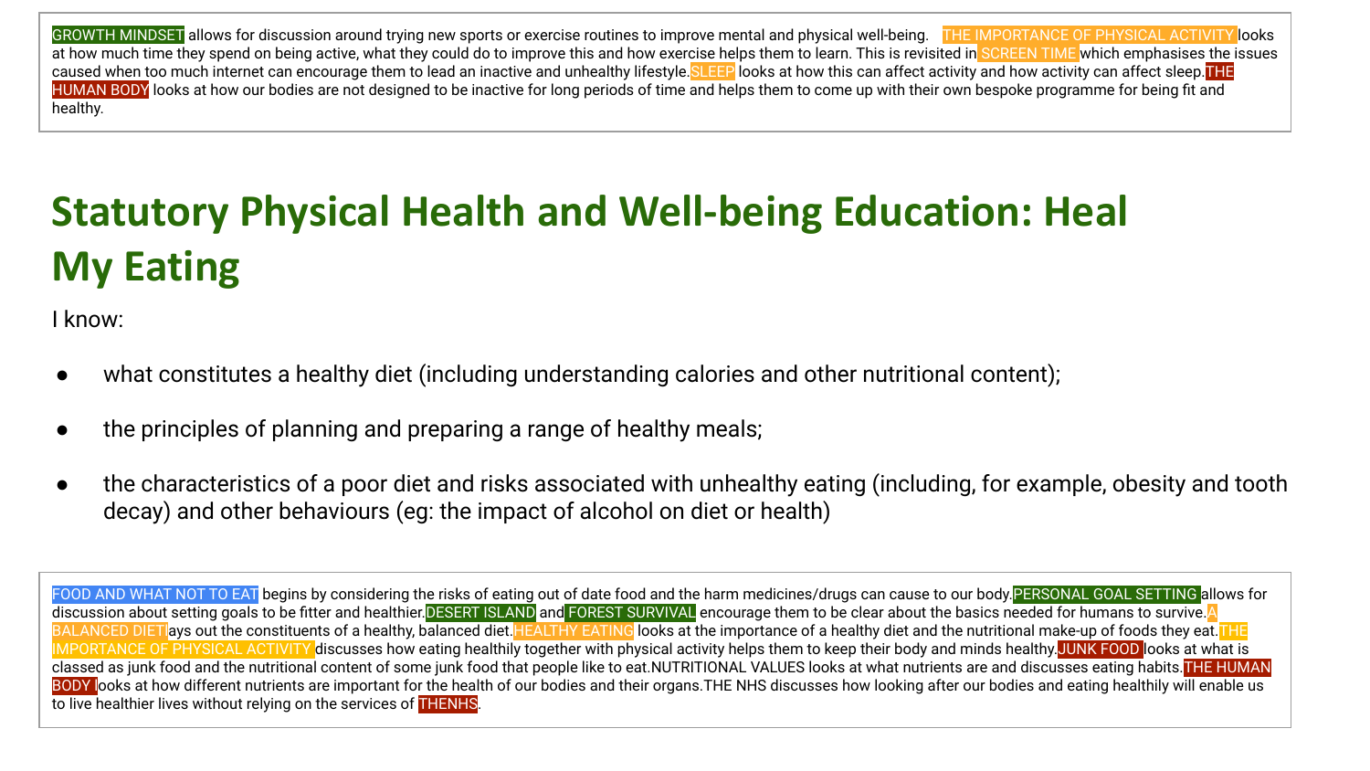GROWTH MINDSET allows for discussion around trying new sports or exercise routines to improve mental and physical well-being. THE IMPORTANCE OF PHYSICAL ACTIVITY looks at how much time they spend on being active, what they could do to improve this and how exercise helps them to learn. This is revisited in SCREEN TIME which emphasises the issues caused when too much internet can encourage them to lead an inactive and unhealthy lifestyle. SLEEP looks at how this can affect activity and how activity can affect sleep. THE HUMAN BODY looks at how our bodies are not designed to be inactive for long periods of time and helps them to come up with their own bespoke programme for being fit and healthy.

# Statutory Physical Health and Well-being Education: Heal My Eating

I know:

- what constitutes a healthy diet (including understanding calories and other nutritional content);
- the principles of planning and preparing a range of healthy meals;
- the characteristics of a poor diet and risks associated with unhealthy eating (including, for example, obesity and tooth decay) and other behaviours (eg: the impact of alcohol on diet or health)

FOOD AND WHAT NOT TO EAT begins by considering the risks of eating out of date food and the harm medicines/drugs can cause to our body. PERSONAL GOAL SETTING allows for discussion about setting goals to be fitter and healthier. DESERT ISLAND and FOREST SURVIVAL encourage them to be clear about the basics needed for humans to survive. A BALANCED DIET lays out the constituents of a healthy, balanced diet. HEALTHY EATING looks at the importance of a healthy diet and the nutritional make-up of foods they eat. THE IMPORTANCE OF PHYSICAL ACTIVITY discusses how eating healthily together with physical activity helps them to keep their body and minds healthy. JUNK FOOD looks at what is classed as junk food and the nutritional content of some junk food that people like to eat. NUTRITIONAL VALUES looks at what nutrients are and discusses eating habits. THE HUMAN BODY looks at how different nutrients are important for the health of our bodies and their organs. THE NHS discusses how looking after our bodies and eating healthily will enable us to live healthier lives without relying on the services of THENHS.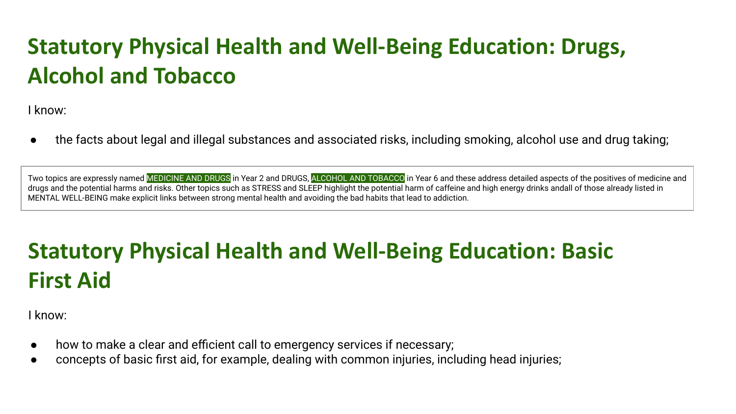# Statutory Physical Health and Well-Being Education: Drugs, Alcohol and Tobacco

I know:

- the facts about legal and illegal substances and associated risks, including smoking, alcohol use and drug taking;

Two topics are expressly named MEDICINE AND DRUGS in Year 2 and DRUGS, ALCOHOL AND TOBACCO in Year 6 and these address detailed aspects of the positives of medicine and drugs and the potential harms and risks. Other topics such as STRESS and SLEEP highlight the potential harm of caffeine and high energy drinks andall of those already listed in MENTAL WELL-BEING make explicit links between strong mental health and avoiding the bad habits that lead to addiction.

# Statutory Physical Health and Well-Being Education: Basic First Aid

I know:

- how to make a clear and efficient call to emergency services if necessary;
- concepts of basic first aid, for example, dealing with common injuries, including head injuries;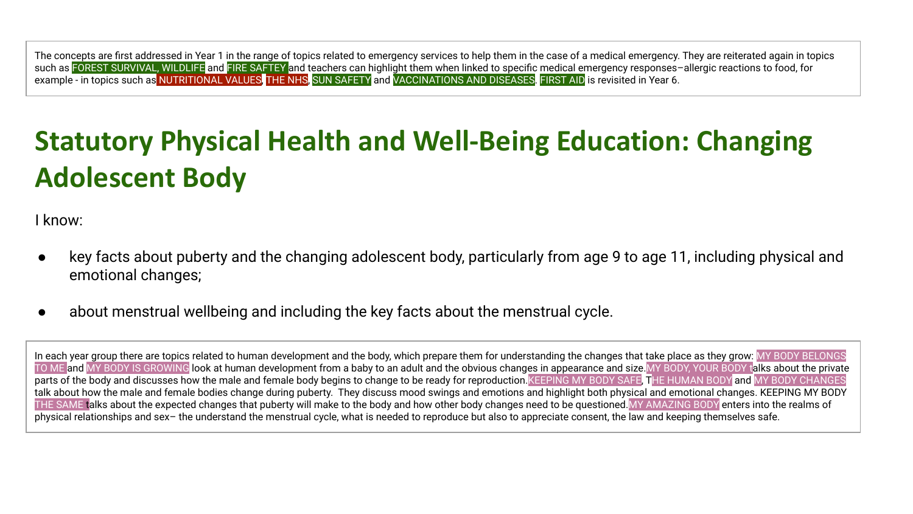The concepts are first addressed in Year 1 in the range of topics related to emergency services to help them in the case of a medical emergency. They are reiterated again in topics such as FOREST SURVIVAL, WILDLIFE and FIRE SAFTEY and teachers can highlight them when linked to specific medical emergency responses–allergic reactions to food, for example - in topics such as NUTRITIONAL VALUES, THE NHS, SUN SAFETY and VACCINATIONS AND DISEASES. FIRST AID is revisited in Year 6.

# Statutory Physical Health and Well-Being Education: Changing Adolescent Body

I know:

- key facts about puberty and the changing adolescent body, particularly from age 9 to age 11, including physical and emotional changes;
- about menstrual wellbeing and including the key facts about the menstrual cycle.

In each year group there are topics related to human development and the body, which prepare them for understanding the changes that take place as they grow: MY BODY BELONGS TO ME and MY BODY IS GROWING look at human development from a baby to an adult and the obvious changes in appearance and size. MY BODY, YOUR BODY talks about the private parts of the body and discusses how the male and female body begins to change to be ready for reproduction. KEEPING MY BODY SAFE, THE HUMAN BODY and MY BODY CHANGES talk about how the male and female bodies change during puberty. They discuss mood swings and emotions and highlight both physical and emotional changes. KEEPING MY BODY THE SAME talks about the expected changes that puberty will make to the body and how other body changes need to be questioned. MY AMAZING BODY enters into the realms of physical relationships and sex– the understand the menstrual cycle, what is needed to reproduce but also to appreciate consent, the law and keeping themselves safe.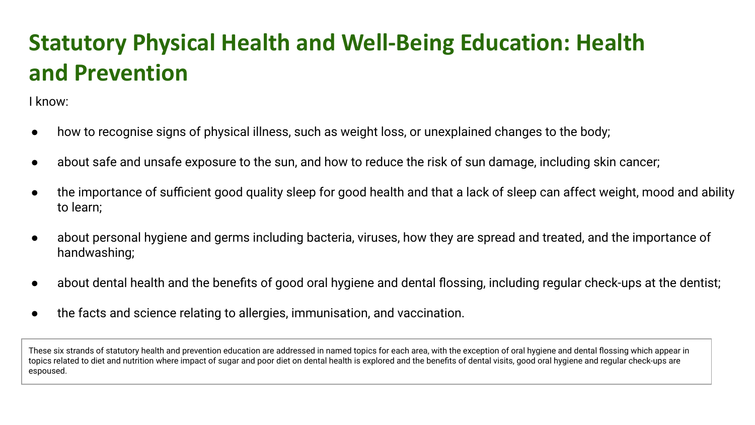# Statutory Physical Health and Well-Being Education: Health and Prevention

I know:

- how to recognise signs of physical illness, such as weight loss, or unexplained changes to the body;
- about safe and unsafe exposure to the sun, and how to reduce the risk of sun damage, including skin cancer;
- the importance of sufficient good quality sleep for good health and that a lack of sleep can affect weight, mood and ability to learn;
- about personal hygiene and germs including bacteria, viruses, how they are spread and treated, and the importance of handwashing;
- about dental health and the benefits of good oral hygiene and dental flossing, including regular check-ups at the dentist;
- the facts and science relating to allergies, immunisation, and vaccination.

These six strands of statutory health and prevention education are addressed in named topics for each area, with the exception of oral hygiene and dental flossing which appear in topics related to diet and nutrition where impact of sugar and poor diet on dental health is explored and the benefits of dental visits, good oral hygiene and regular check-ups are espoused.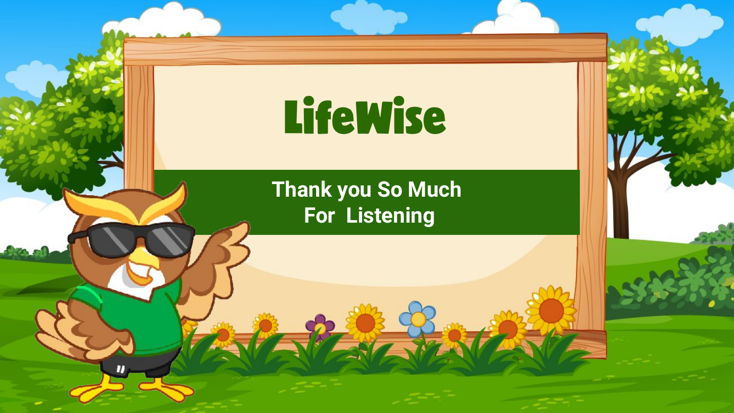# LifeWise

**Thank you So Much For Listening**